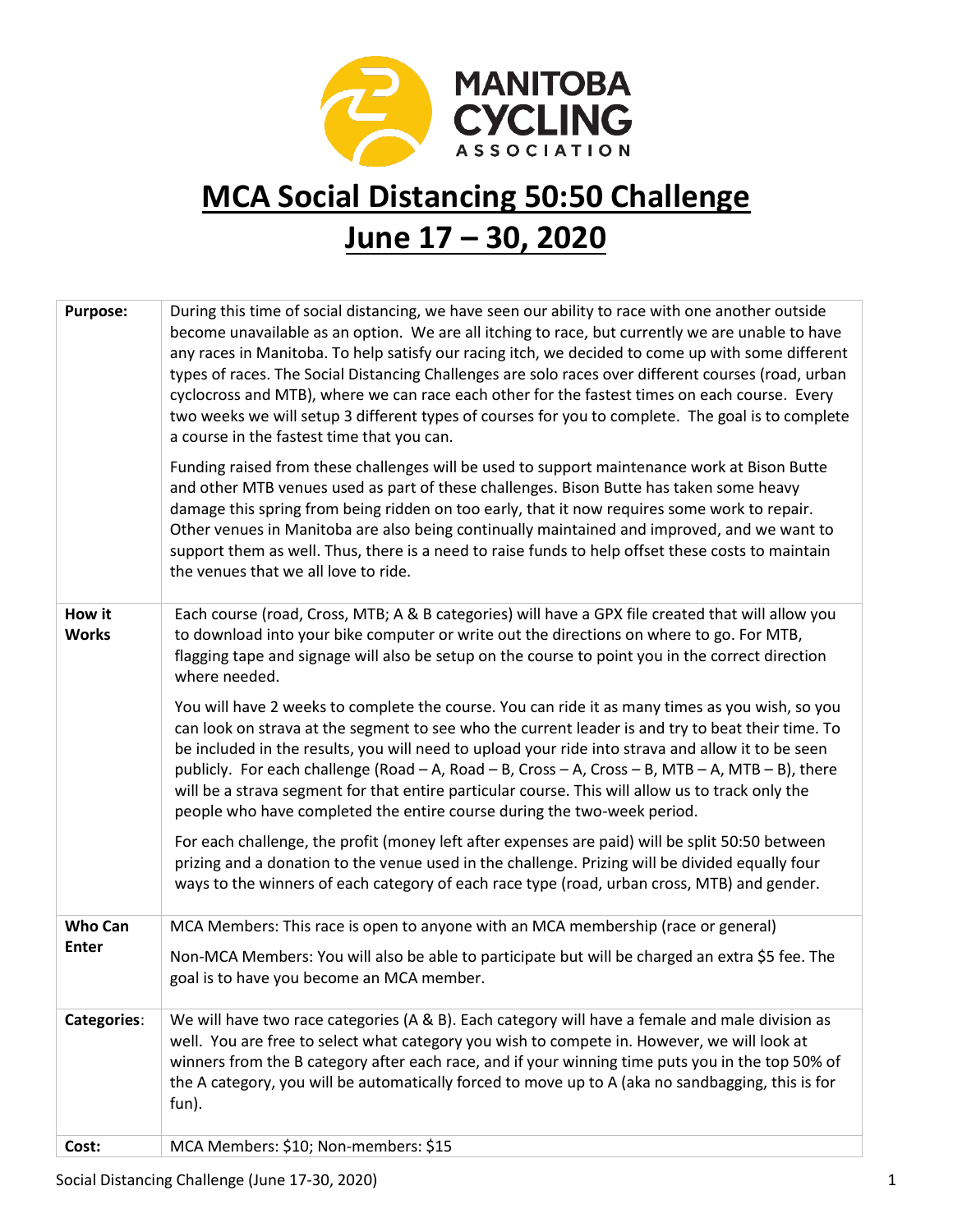# MCA Social Distancing 50:50 Challenge

# June 17 – 30, 2020

| | |
|---|---|
| **Purpose:** | During this time of social distancing, we have seen our ability to race with one another outside become unavailable as an option. We are all itching to race, but currently we are unable to have any races in Manitoba. To help satisfy our racing itch, we decided to come up with some different types of races. The Social Distancing Challenges are solo races over different courses (road, urban cyclocross and MTB), where we can race each other for the fastest times on each course. Every two weeks we will setup 3 different types of courses for you to complete. The goal is to complete a course in the fastest time that you can.<br><br>Funding raised from these challenges will be used to support maintenance work at Bison Butte and other MTB venues used as part of these challenges. Bison Butte has taken some heavy damage this spring from being ridden on too early, that it now requires some work to repair. Other venues in Manitoba are also being continually maintained and improved, and we want to support them as well. Thus, there is a need to raise funds to help offset these costs to maintain the venues that we all love to ride. |
| **How it Works** | Each course (road, Cross, MTB; A & B categories) will have a GPX file created that will allow you to download into your bike computer or write out the directions on where to go. For MTB, flagging tape and signage will also be setup on the course to point you in the correct direction where needed.<br><br>You will have 2 weeks to complete the course. You can ride it as many times as you wish, so you can look on strava at the segment to see who the current leader is and try to beat their time. To be included in the results, you will need to upload your ride into strava and allow it to be seen publicly. For each challenge (Road – A, Road – B, Cross – A, Cross – B, MTB – A, MTB – B), there will be a strava segment for that entire particular course. This will allow us to track only the people who have completed the entire course during the two-week period.<br><br>For each challenge, the profit (money left after expenses are paid) will be split 50:50 between prizing and a donation to the venue used in the challenge. Prizing will be divided equally four ways to the winners of each category of each race type (road, urban cross, MTB) and gender. |
| **Who Can Enter** | MCA Members: This race is open to anyone with an MCA membership (race or general)<br><br>Non-MCA Members: You will also be able to participate but will be charged an extra $5 fee. The goal is to have you become an MCA member. |
| **Categories:** | We will have two race categories (A & B). Each category will have a female and male division as well. You are free to select what category you wish to compete in. However, we will look at winners from the B category after each race, and if your winning time puts you in the top 50% of the A category, you will be automatically forced to move up to A (aka no sandbagging, this is for fun). |
| **Cost:** | MCA Members: $10; Non-members: $15 |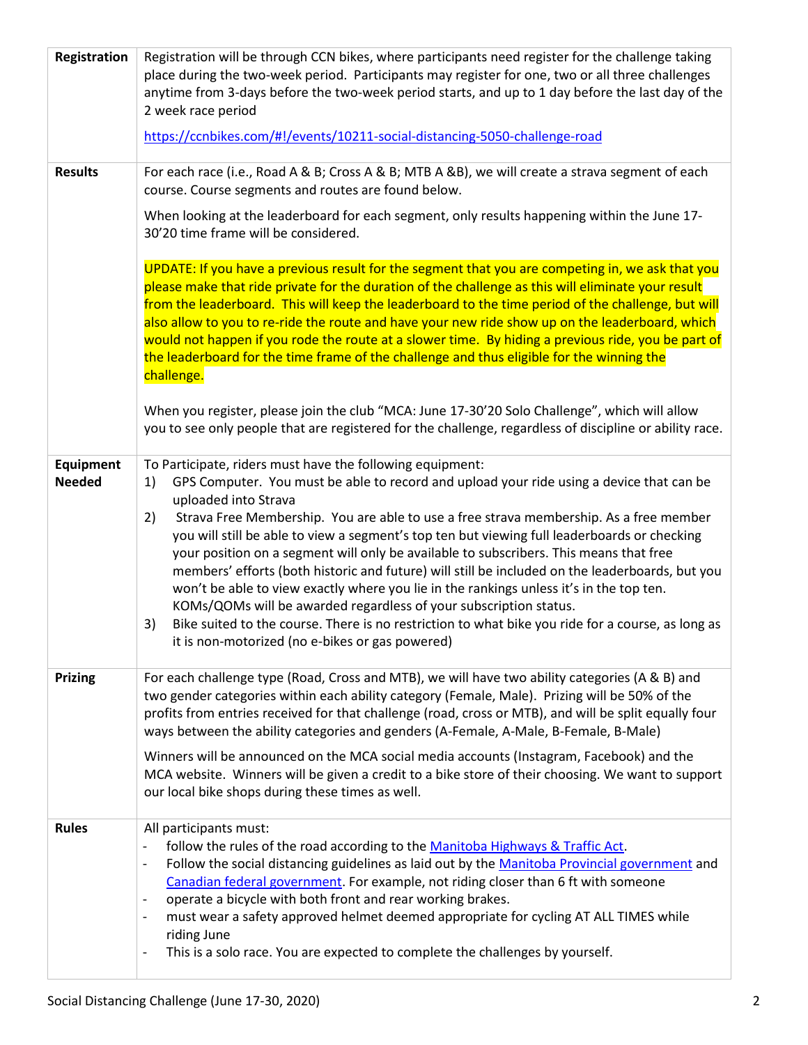| | |
|---|---|
| **Registration** | Registration will be through CCN bikes, where participants need register for the challenge taking place during the two-week period. Participants may register for one, two or all three challenges anytime from 3-days before the two-week period starts, and up to 1 day before the last day of the 2 week race period<br><br>https://ccnbikes.com/#!/events/10211-social-distancing-5050-challenge-road |
| **Results** | For each race (i.e., Road A & B; Cross A & B; MTB A &B), we will create a strava segment of each course. Course segments and routes are found below.<br><br>When looking at the leaderboard for each segment, only results happening within the June 17-30'20 time frame will be considered.<br><br>UPDATE: If you have a previous result for the segment that you are competing in, we ask that you please make that ride private for the duration of the challenge as this will eliminate your result from the leaderboard. This will keep the leaderboard to the time period of the challenge, but will also allow to you to re-ride the route and have your new ride show up on the leaderboard, which would not happen if you rode the route at a slower time. By hiding a previous ride, you be part of the leaderboard for the time frame of the challenge and thus eligible for the winning the challenge.<br><br>When you register, please join the club "MCA: June 17-30'20 Solo Challenge", which will allow you to see only people that are registered for the challenge, regardless of discipline or ability race. |
| **Equipment Needed** | To Participate, riders must have the following equipment:<br>1) GPS Computer. You must be able to record and upload your ride using a device that can be uploaded into Strava<br>2) Strava Free Membership. You are able to use a free strava membership. As a free member you will still be able to view a segment's top ten but viewing full leaderboards or checking your position on a segment will only be available to subscribers. This means that free members' efforts (both historic and future) will still be included on the leaderboards, but you won't be able to view exactly where you lie in the rankings unless it's in the top ten. KOMs/QOMs will be awarded regardless of your subscription status.<br>3) Bike suited to the course. There is no restriction to what bike you ride for a course, as long as it is non-motorized (no e-bikes or gas powered) |
| **Prizing** | For each challenge type (Road, Cross and MTB), we will have two ability categories (A & B) and two gender categories within each ability category (Female, Male). Prizing will be 50% of the profits from entries received for that challenge (road, cross or MTB), and will be split equally four ways between the ability categories and genders (A-Female, A-Male, B-Female, B-Male)<br><br>Winners will be announced on the MCA social media accounts (Instagram, Facebook) and the MCA website. Winners will be given a credit to a bike store of their choosing. We want to support our local bike shops during these times as well. |
| **Rules** | All participants must:<br>- follow the rules of the road according to the Manitoba Highways & Traffic Act.<br>- Follow the social distancing guidelines as laid out by the Manitoba Provincial government and Canadian federal government. For example, not riding closer than 6 ft with someone<br>- operate a bicycle with both front and rear working brakes.<br>- must wear a safety approved helmet deemed appropriate for cycling AT ALL TIMES while riding June<br>- This is a solo race. You are expected to complete the challenges by yourself. |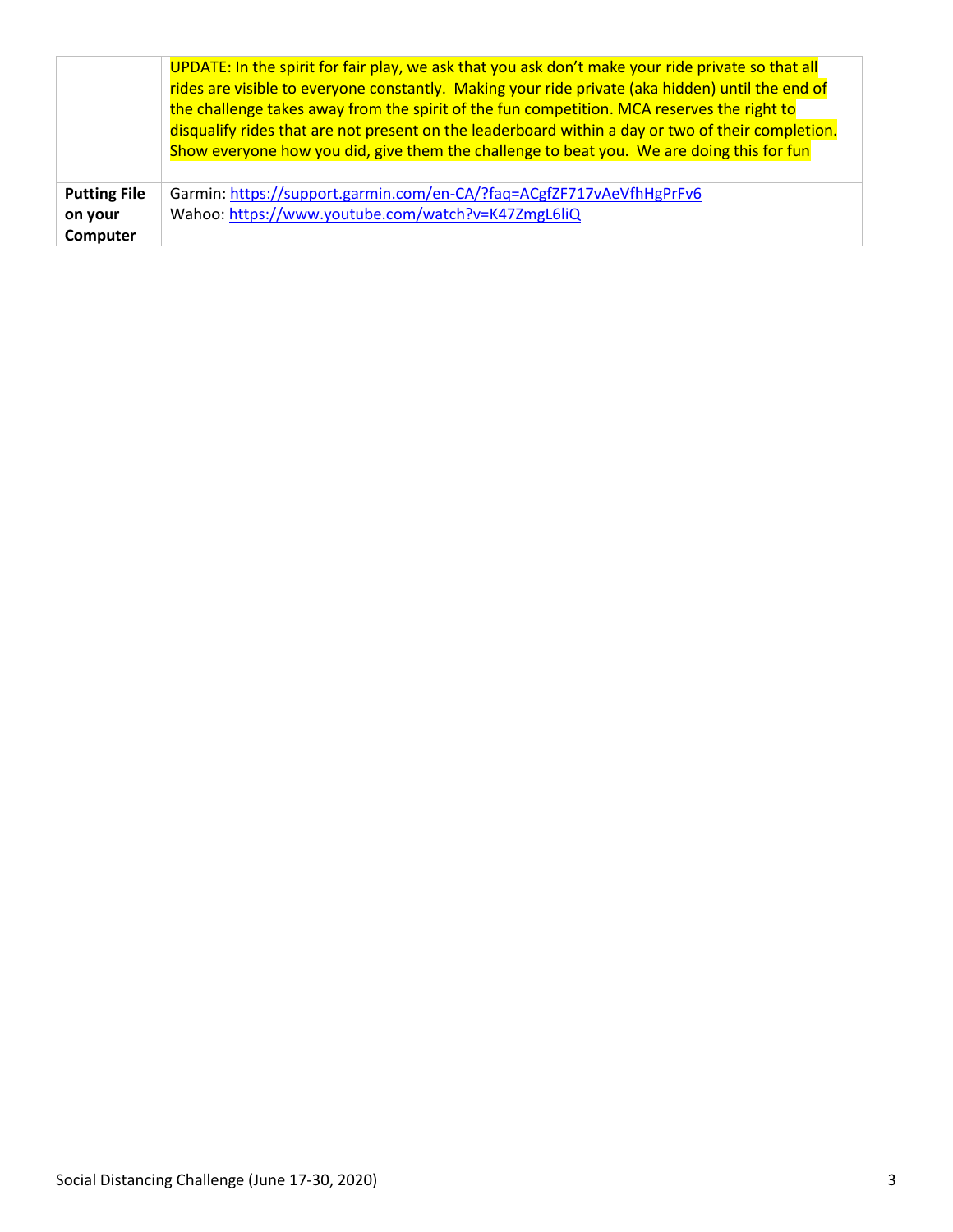| | |
|---|---|
| | UPDATE: In the spirit for fair play, we ask that you ask don't make your ride private so that all rides are visible to everyone constantly. Making your ride private (aka hidden) until the end of the challenge takes away from the spirit of the fun competition. MCA reserves the right to disqualify rides that are not present on the leaderboard within a day or two of their completion. Show everyone how you did, give them the challenge to beat you. We are doing this for fun |
| **Putting File on your Computer** | Garmin: https://support.garmin.com/en-CA/?faq=ACgfZF717vAeVfhHgPrFv6<br>Wahoo: https://www.youtube.com/watch?v=K47ZmgL6liQ |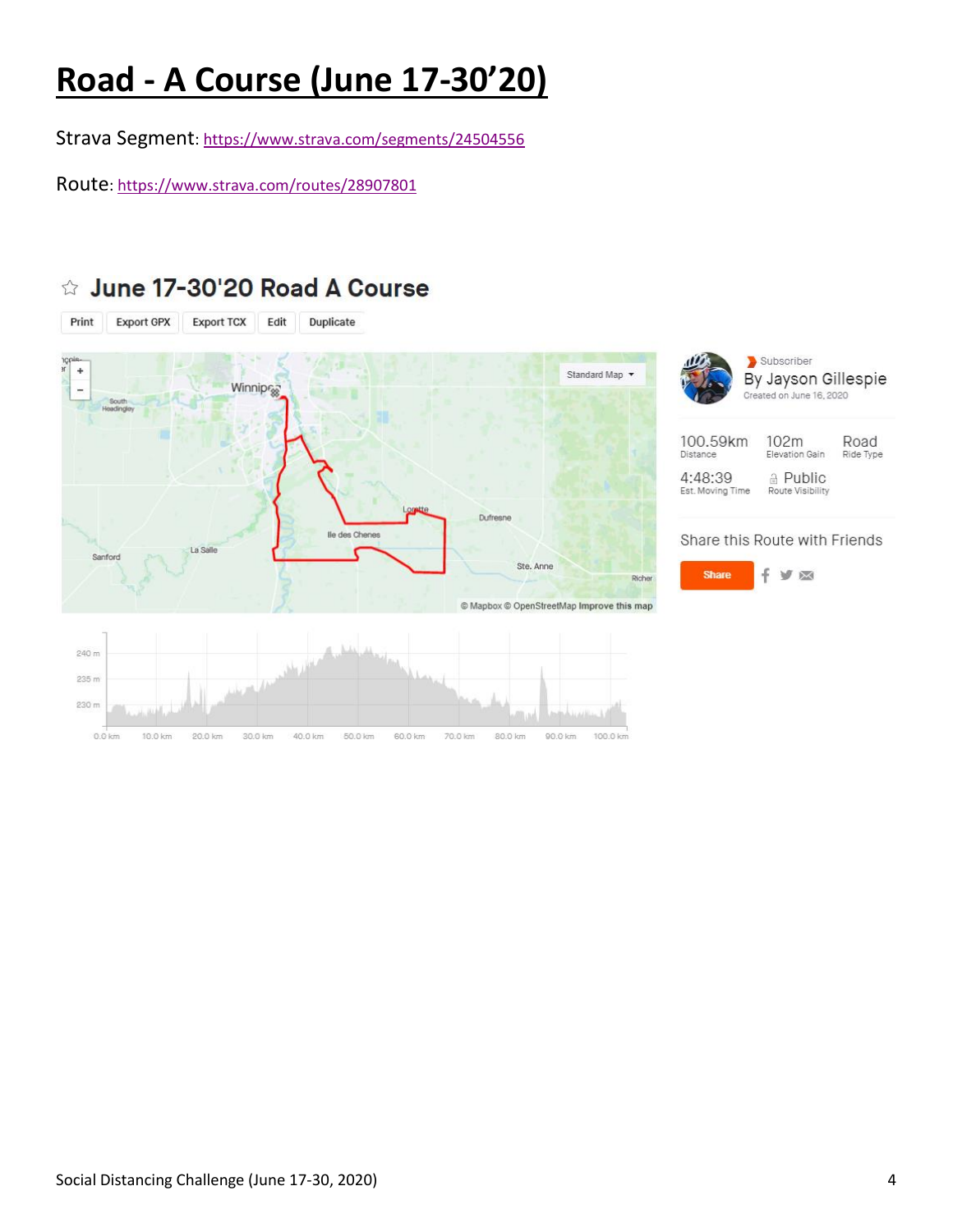# Road - A Course (June 17-30'20)

Strava Segment: https://www.strava.com/segments/24504556

Route: https://www.strava.com/routes/28907801

## June 17-30'20 Road A Course

Print | Export GPX | Export TCX | Edit | Duplicate

Subscriber
By Jayson Gillespie
Created on June 16, 2020

| 100.59km | 102m | Road |
| --- | --- | --- |
| Distance | Elevation Gain | Ride Type |
| 4:48:39 | Public | |
| Est. Moving Time | Route Visibility | |

Share this Route with Friends

Share

© Mapbox © OpenStreetMap Improve this map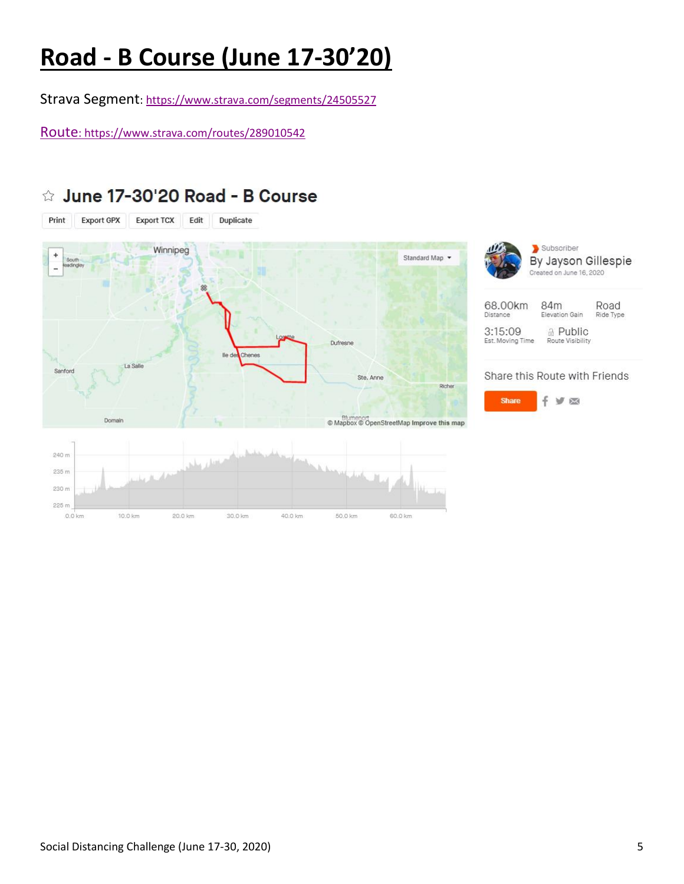# Road - B Course (June 17-30'20)

Strava Segment: https://www.strava.com/segments/24505527

Route: https://www.strava.com/routes/289010542

## June 17-30'20 Road - B Course

Print | Export GPX | Export TCX | Edit | Duplicate

Subscriber
By Jayson Gillespie
Created on June 16, 2020

| 68.00km | 84m | Road |
| --- | --- | --- |
| Distance | Elevation Gain | Ride Type |
| 3:15:09 | Public | |
| Est. Moving Time | Route Visibility | |

Share this Route with Friends

Share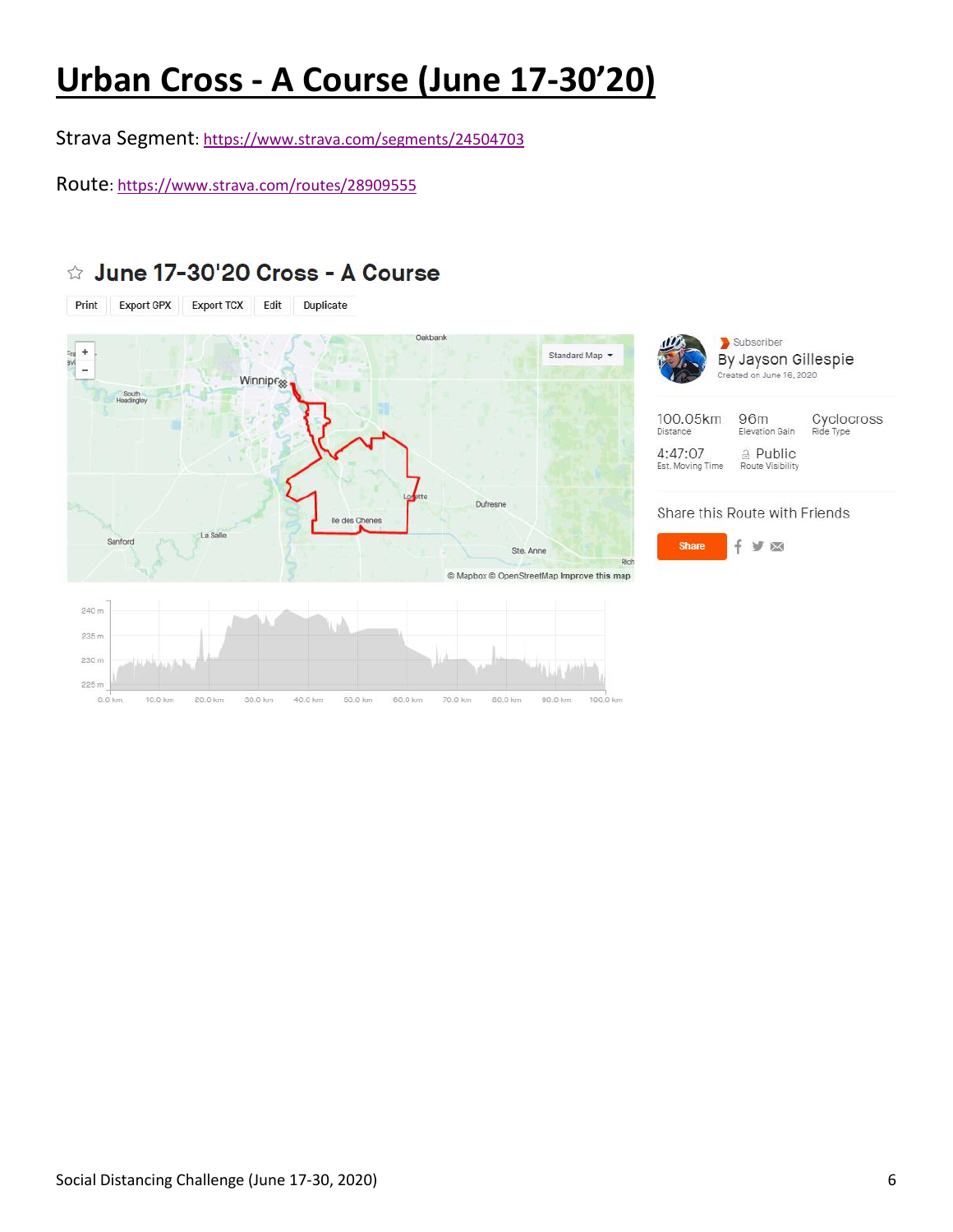# Urban Cross - A Course (June 17-30'20)

Strava Segment: https://www.strava.com/segments/24504703

Route: https://www.strava.com/routes/28909555

## June 17-30'20 Cross - A Course

Print | Export GPX | Export TCX | Edit | Duplicate

Subscriber
By Jayson Gillespie
Created on June 16, 2020

| 100.05km | 96m | Cyclocross |
|---|---|---|
| Distance | Elevation Gain | Ride Type |
| 4:47:07 | Public | |
| Est. Moving Time | Route Visibility | |

Share this Route with Friends

Share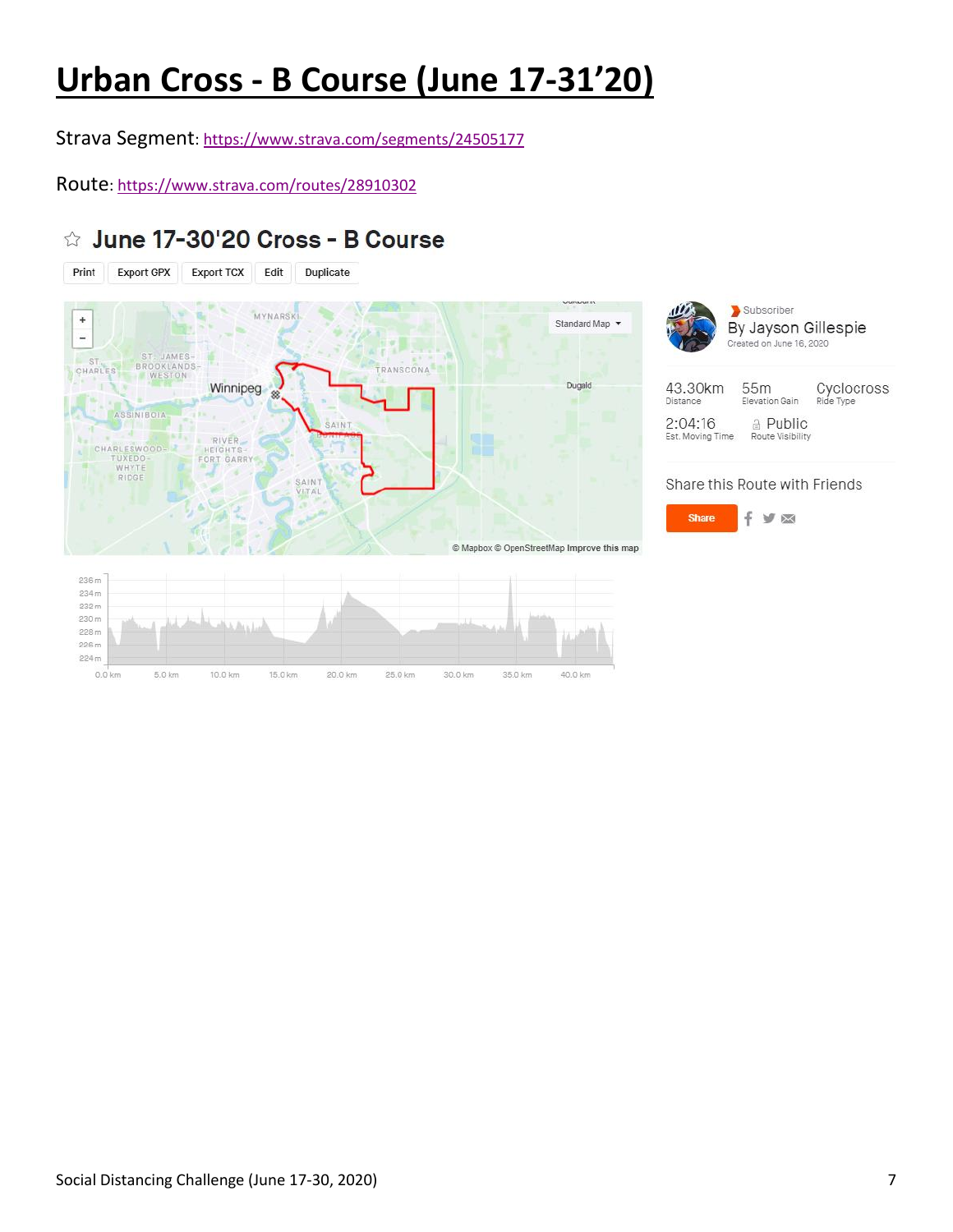# Urban Cross - B Course (June 17-31'20)

Strava Segment: https://www.strava.com/segments/24505177

Route: https://www.strava.com/routes/28910302

## June 17-30'20 Cross - B Course

Print | Export GPX | Export TCX | Edit | Duplicate

Subscriber
By Jayson Gillespie
Created on June 16, 2020

| 43.30km | 55m | Cyclocross |
| --- | --- | --- |
| Distance | Elevation Gain | Ride Type |
| 2:04:16 | Public | |
| Est. Moving Time | Route Visibility | |

Share this Route with Friends

Share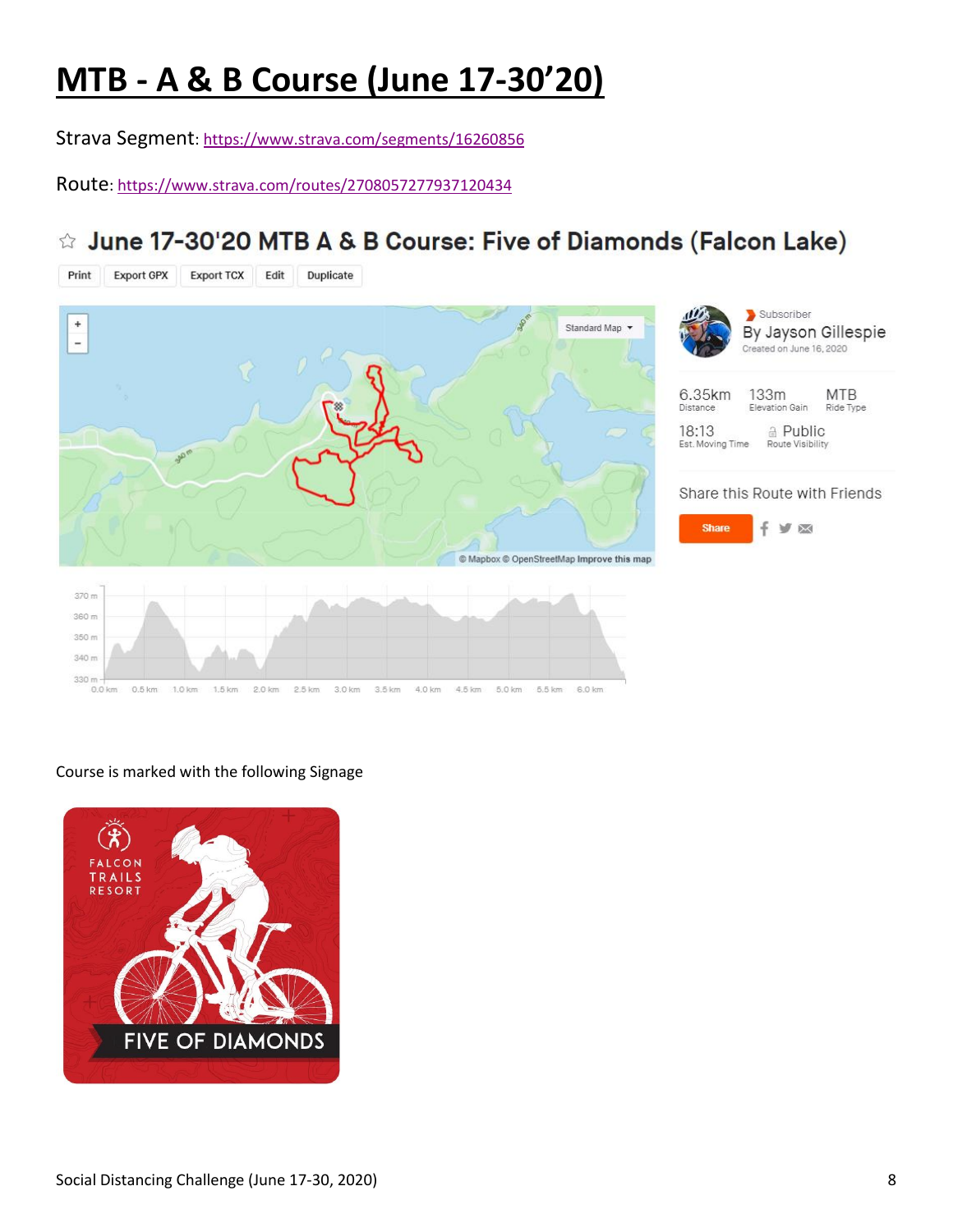# MTB - A & B Course (June 17-30'20)

Strava Segment: https://www.strava.com/segments/16260856

Route: https://www.strava.com/routes/2708057277937120434

## June 17-30'20 MTB A & B Course: Five of Diamonds (Falcon Lake)

Print | Export GPX | Export TCX | Edit | Duplicate

Subscriber
By Jayson Gillespie
Created on June 16, 2020

6.35km Distance
133m Elevation Gain
MTB Ride Type
18:13 Est. Moving Time
Public Route Visibility

Share this Route with Friends

Share

Standard Map

340 m

© Mapbox © OpenStreetMap Improve this map

370 m
360 m
350 m
340 m
330 m

0.0 km 0.5 km 1.0 km 1.5 km 2.0 km 2.5 km 3.0 km 3.5 km 4.0 km 4.5 km 5.0 km 5.5 km 6.0 km

Course is marked with the following Signage

FALCON TRAILS RESORT

FIVE OF DIAMONDS